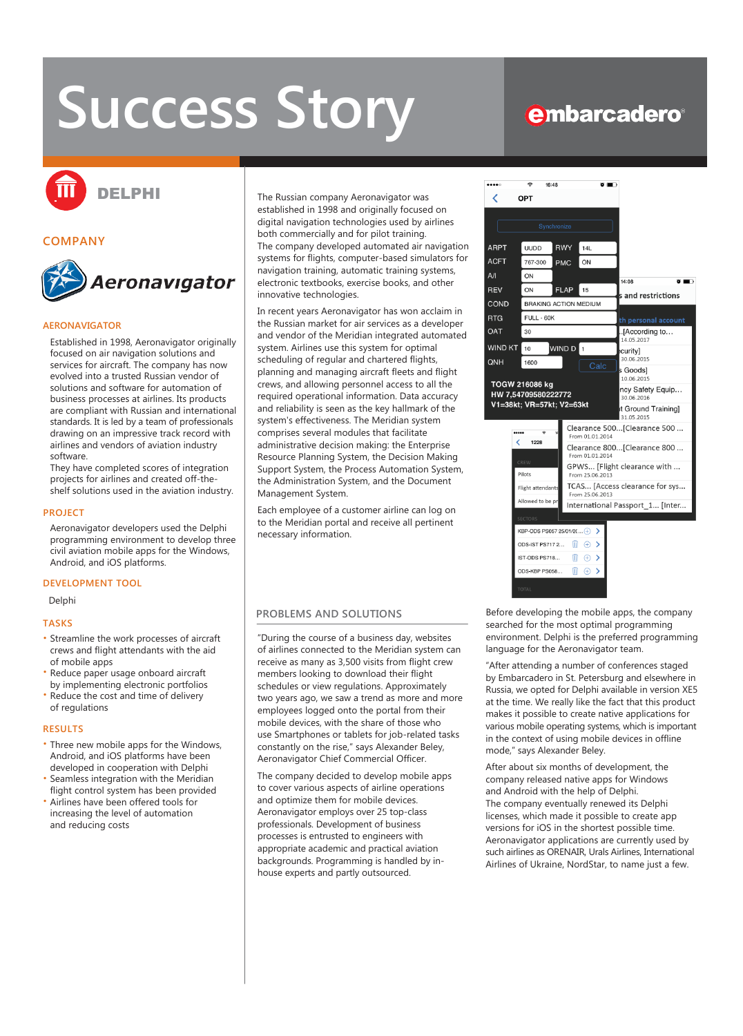# Success Story

embarcadero

DELPHI

## COMPANY

Aeronavigator

### AERONAVIGATOR

Established in 1998, Aeronavigator originally focused on air navigation solutions and services for aircraft. The company has now evolved into a trusted Russian vendor of solutions and software for automation of business processes at airlines. Its products are compliant with Russian and international standards. It is led by a team of professionals drawing on an impressive track record with airlines and vendors of aviation industry software.

They have completed scores of integration projects for airlines and created off-the-shelf solutions used in the aviation industry.

### PROJECT

Aeronavigator developers used the Delphi programming environment to develop three civil aviation mobile apps for the Windows, Android, and iOS platforms.

### DEVELOPMENT TOOL

Delphi

### TASKS

- Streamline the work processes of aircraft crews and flight attendants with the aid of mobile apps
- Reduce paper usage onboard aircraft by implementing electronic portfolios
- Reduce the cost and time of delivery of regulations

### RESULTS

- Three new mobile apps for the Windows, Android, and iOS platforms have been developed in cooperation with Delphi
- Seamless integration with the Meridian flight control system has been provided
- Airlines have been offered tools for increasing the level of automation and reducing costs

The Russian company Aeronavigator was established in 1998 and originally focused on digital navigation technologies used by airlines both commercially and for pilot training.

The company developed automated air navigation systems for flights, computer-based simulators for navigation training, automatic training systems, electronic textbooks, exercise books, and other innovative technologies.

In recent years Aeronavigator has won acclaim in the Russian market for air services as a developer and vendor of the Meridian integrated automated system. Airlines use this system for optimal scheduling of regular and chartered flights, planning and managing aircraft fleets and flight crews, and allowing personnel access to all the required operational information. Data accuracy and reliability is seen as the key hallmark of the system's effectiveness. The Meridian system comprises several modules that facilitate administrative decision making: the Enterprise Resource Planning System, the Decision Making Support System, the Process Automation System, the Administration System, and the Document Management System.

Each employee of a customer airline can log on to the Meridian portal and receive all pertinent necessary information.

## PROBLEMS AND SOLUTIONS

"During the course of a business day, websites of airlines connected to the Meridian system can receive as many as 3,500 visits from flight crew members looking to download their flight schedules or view regulations. Approximately two years ago, we saw a trend as more and more employees logged onto the portal from their mobile devices, with the share of those who use Smartphones or tablets for job-related tasks constantly on the rise," says Alexander Beley, Aeronavigator Chief Commercial Officer.

The company decided to develop mobile apps to cover various aspects of airline operations and optimize them for mobile devices. Aeronavigator employs over 25 top-class professionals. Development of business processes is entrusted to engineers with appropriate academic and practical aviation backgrounds. Programming is handled by in-house experts and partly outsourced.

Before developing the mobile apps, the company searched for the most optimal programming environment. Delphi is the preferred programming language for the Aeronavigator team.

"After attending a number of conferences staged by Embarcadero in St. Petersburg and elsewhere in Russia, we opted for Delphi available in version XE5 at the time. We really like the fact that this product makes it possible to create native applications for various mobile operating systems, which is important in the context of using mobile devices in offline mode," says Alexander Beley.

After about six months of development, the company released native apps for Windows and Android with the help of Delphi.

The company eventually renewed its Delphi licenses, which made it possible to create app versions for iOS in the shortest possible time.

Aeronavigator applications are currently used by such airlines as ORENAIR, Urals Airlines, International Airlines of Ukraine, NordStar, to name just a few.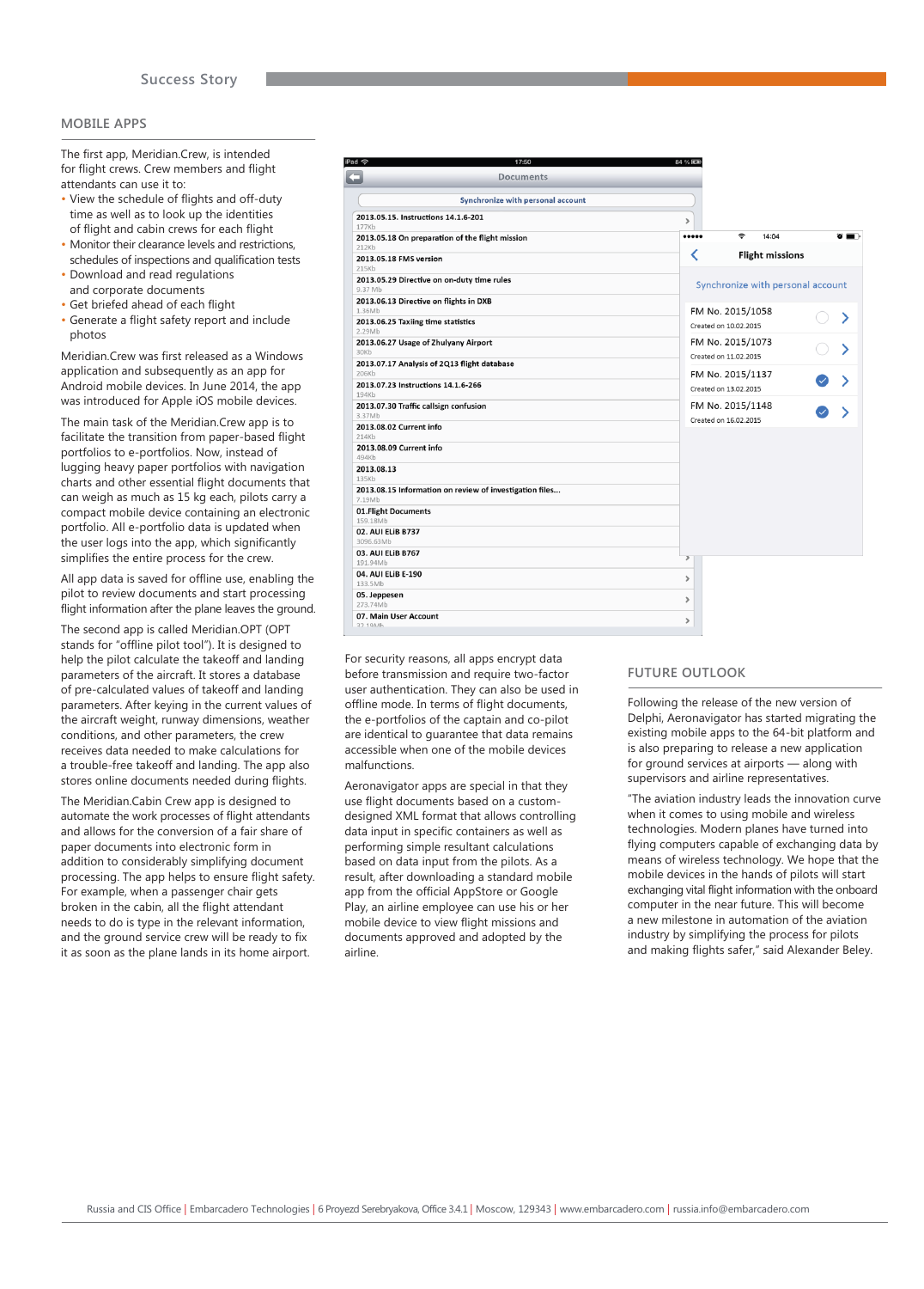## MOBILE APPS

The first app, Meridian.Crew, is intended for flight crews. Crew members and flight attendants can use it to:

- View the schedule of flights and off-duty time as well as to look up the identities of flight and cabin crews for each flight
- Monitor their clearance levels and restrictions, schedules of inspections and qualification tests
- Download and read regulations and corporate documents
- Get briefed ahead of each flight
- Generate a flight safety report and include photos

Meridian.Crew was first released as a Windows application and subsequently as an app for Android mobile devices. In June 2014, the app was introduced for Apple iOS mobile devices.

The main task of the Meridian.Crew app is to facilitate the transition from paper-based flight portfolios to e-portfolios. Now, instead of lugging heavy paper portfolios with navigation charts and other essential flight documents that can weigh as much as 15 kg each, pilots carry a compact mobile device containing an electronic portfolio. All e-portfolio data is updated when the user logs into the app, which significantly simplifies the entire process for the crew.

All app data is saved for offline use, enabling the pilot to review documents and start processing flight information after the plane leaves the ground.

The second app is called Meridian.OPT (OPT stands for "offline pilot tool"). It is designed to help the pilot calculate the takeoff and landing parameters of the aircraft. It stores a database of pre-calculated values of takeoff and landing parameters. After keying in the current values of the aircraft weight, runway dimensions, weather conditions, and other parameters, the crew receives data needed to make calculations for a trouble-free takeoff and landing. The app also stores online documents needed during flights.

The Meridian.Cabin Crew app is designed to automate the work processes of flight attendants and allows for the conversion of a fair share of paper documents into electronic form in addition to considerably simplifying document processing. The app helps to ensure flight safety. For example, when a passenger chair gets broken in the cabin, all the flight attendant needs to do is type in the relevant information, and the ground service crew will be ready to fix it as soon as the plane lands in its home airport.

For security reasons, all apps encrypt data before transmission and require two-factor user authentication. They can also be used in offline mode. In terms of flight documents, the e-portfolios of the captain and co-pilot are identical to guarantee that data remains accessible when one of the mobile devices malfunctions.

Aeronavigator apps are special in that they use flight documents based on a custom-designed XML format that allows controlling data input in specific containers as well as performing simple resultant calculations based on data input from the pilots. As a result, after downloading a standard mobile app from the official AppStore or Google Play, an airline employee can use his or her mobile device to view flight missions and documents approved and adopted by the airline.

## FUTURE OUTLOOK

Following the release of the new version of Delphi, Aeronavigator has started migrating the existing mobile apps to the 64-bit platform and is also preparing to release a new application for ground services at airports — along with supervisors and airline representatives.

"The aviation industry leads the innovation curve when it comes to using mobile and wireless technologies. Modern planes have turned into flying computers capable of exchanging data by means of wireless technology. We hope that the mobile devices in the hands of pilots will start exchanging vital flight information with the onboard computer in the near future. This will become a new milestone in automation of the aviation industry by simplifying the process for pilots and making flights safer," said Alexander Beley.

Russia and CIS Office | Embarcadero Technologies | 6 Proyezd Serebryakova, Office 3.4.1 | Moscow, 129343 | www.embarcadero.com | russia.info@embarcadero.com